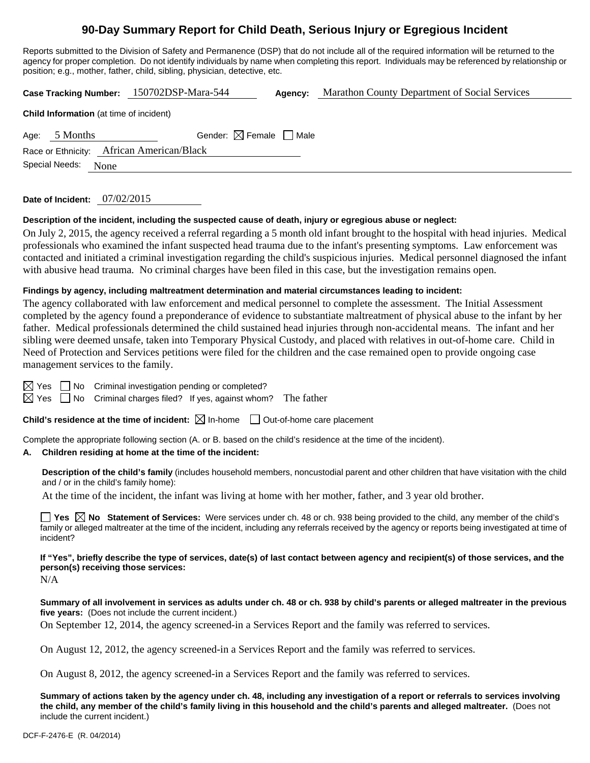# 90-Day Summary Report for Child Death, Serious Injury or Egregious Incident

Reports submitted to the Division of Safety and Permanence (DSP) that do not include all of the required information will be returned to the agency for proper completion. Do not identify individuals by name when completing this report. Individuals may be referenced by relationship or position; e.g., mother, father, child, sibling, physician, detective, etc.

**Case Tracking Number:** 150702DSP-Mara-544 **Agency:** Marathon County Department of Social Services

**Child Information** (at time of incident)

Age: 5 Months Gender: ☒ Female ☐ Male

Race or Ethnicity: African American/Black

Special Needs: None

**Date of Incident:** 07/02/2015

**Description of the incident, including the suspected cause of death, injury or egregious abuse or neglect:**

On July 2, 2015, the agency received a referral regarding a 5 month old infant brought to the hospital with head injuries. Medical professionals who examined the infant suspected head trauma due to the infant's presenting symptoms. Law enforcement was contacted and initiated a criminal investigation regarding the child's suspicious injuries. Medical personnel diagnosed the infant with abusive head trauma. No criminal charges have been filed in this case, but the investigation remains open.

**Findings by agency, including maltreatment determination and material circumstances leading to incident:**

The agency collaborated with law enforcement and medical personnel to complete the assessment. The Initial Assessment completed by the agency found a preponderance of evidence to substantiate maltreatment of physical abuse to the infant by her father. Medical professionals determined the child sustained head injuries through non-accidental means. The infant and her sibling were deemed unsafe, taken into Temporary Physical Custody, and placed with relatives in out-of-home care. Child in Need of Protection and Services petitions were filed for the children and the case remained open to provide ongoing case management services to the family.

☒ Yes ☐ No Criminal investigation pending or completed?

☒ Yes ☐ No Criminal charges filed? If yes, against whom? The father

**Child's residence at the time of incident:** ☒ In-home ☐ Out-of-home care placement

Complete the appropriate following section (A. or B. based on the child's residence at the time of the incident).

**A. Children residing at home at the time of the incident:**

**Description of the child's family** (includes household members, noncustodial parent and other children that have visitation with the child and / or in the child's family home):

At the time of the incident, the infant was living at home with her mother, father, and 3 year old brother.

☐ **Yes** ☒ **No Statement of Services:** Were services under ch. 48 or ch. 938 being provided to the child, any member of the child's family or alleged maltreater at the time of the incident, including any referrals received by the agency or reports being investigated at time of incident?

**If "Yes", briefly describe the type of services, date(s) of last contact between agency and recipient(s) of those services, and the person(s) receiving those services:**

N/A

**Summary of all involvement in services as adults under ch. 48 or ch. 938 by child's parents or alleged maltreater in the previous five years:** (Does not include the current incident.)

On September 12, 2014, the agency screened-in a Services Report and the family was referred to services.

On August 12, 2012, the agency screened-in a Services Report and the family was referred to services.

On August 8, 2012, the agency screened-in a Services Report and the family was referred to services.

**Summary of actions taken by the agency under ch. 48, including any investigation of a report or referrals to services involving the child, any member of the child's family living in this household and the child's parents and alleged maltreater.** (Does not include the current incident.)

DCF-F-2476-E (R. 04/2014)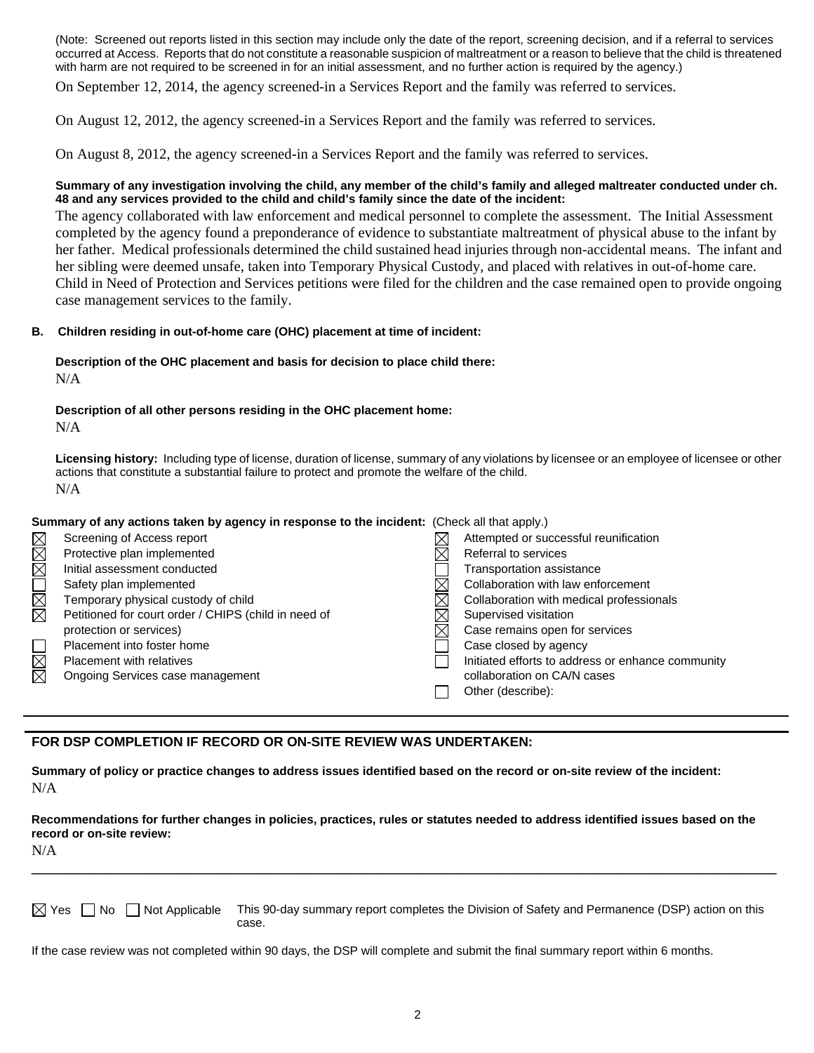(Note: Screened out reports listed in this section may include only the date of the report, screening decision, and if a referral to services occurred at Access. Reports that do not constitute a reasonable suspicion of maltreatment or a reason to believe that the child is threatened with harm are not required to be screened in for an initial assessment, and no further action is required by the agency.)

On September 12, 2014, the agency screened-in a Services Report and the family was referred to services.

On August 12, 2012, the agency screened-in a Services Report and the family was referred to services.

On August 8, 2012, the agency screened-in a Services Report and the family was referred to services.

**Summary of any investigation involving the child, any member of the child's family and alleged maltreater conducted under ch. 48 and any services provided to the child and child's family since the date of the incident:**

The agency collaborated with law enforcement and medical personnel to complete the assessment. The Initial Assessment completed by the agency found a preponderance of evidence to substantiate maltreatment of physical abuse to the infant by her father. Medical professionals determined the child sustained head injuries through non-accidental means. The infant and her sibling were deemed unsafe, taken into Temporary Physical Custody, and placed with relatives in out-of-home care. Child in Need of Protection and Services petitions were filed for the children and the case remained open to provide ongoing case management services to the family.

**B. Children residing in out-of-home care (OHC) placement at time of incident:**

**Description of the OHC placement and basis for decision to place child there:**

N/A

**Description of all other persons residing in the OHC placement home:**

N/A

**Licensing history:** Including type of license, duration of license, summary of any violations by licensee or an employee of licensee or other actions that constitute a substantial failure to protect and promote the welfare of the child.

N/A

**Summary of any actions taken by agency in response to the incident:** (Check all that apply.)

- ☒ Screening of Access report
- ☒ Protective plan implemented
- ☒ Initial assessment conducted
- ☐ Safety plan implemented
- ☒ Temporary physical custody of child
- ☒ Petitioned for court order / CHIPS (child in need of protection or services)
- ☐ Placement into foster home
- ☒ Placement with relatives
- ☒ Ongoing Services case management
- ☒ Attempted or successful reunification
- ☒ Referral to services
- ☐ Transportation assistance
- ☒ Collaboration with law enforcement
- ☒ Collaboration with medical professionals
- ☒ Supervised visitation
- ☒ Case remains open for services
- ☐ Case closed by agency
- ☐ Initiated efforts to address or enhance community collaboration on CA/N cases
- ☐ Other (describe):

---

## FOR DSP COMPLETION IF RECORD OR ON-SITE REVIEW WAS UNDERTAKEN:

**Summary of policy or practice changes to address issues identified based on the record or on-site review of the incident:**

N/A

**Recommendations for further changes in policies, practices, rules or statutes needed to address identified issues based on the record or on-site review:**

N/A

---

☒ Yes ☐ No ☐ Not Applicable This 90-day summary report completes the Division of Safety and Permanence (DSP) action on this case.

If the case review was not completed within 90 days, the DSP will complete and submit the final summary report within 6 months.